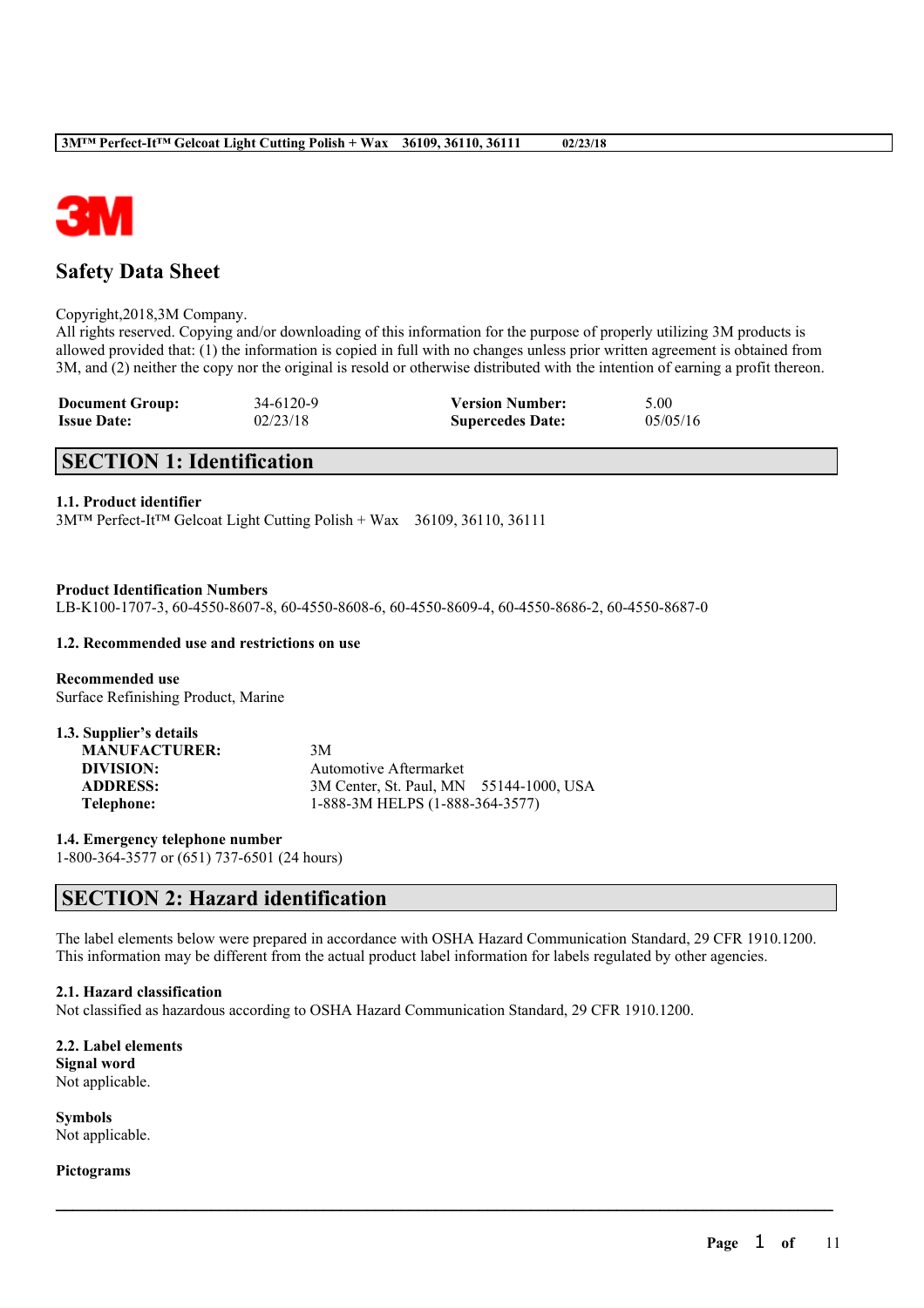# Safety Data Sheet

Copyright,2018,3M Company.
All rights reserved. Copying and/or downloading of this information for the purpose of properly utilizing 3M products is allowed provided that: (1) the information is copied in full with no changes unless prior written agreement is obtained from 3M, and (2) neither the copy nor the original is resold or otherwise distributed with the intention of earning a profit thereon.

| | | | |
|---|---|---|---|
| **Document Group:** | 34-6120-9 | **Version Number:** | 5.00 |
| **Issue Date:** | 02/23/18 | **Supercedes Date:** | 05/05/16 |

## SECTION 1: Identification

### 1.1. Product identifier

3M™ Perfect-It™ Gelcoat Light Cutting Polish + Wax 36109, 36110, 36111

**Product Identification Numbers**

LB-K100-1707-3, 60-4550-8607-8, 60-4550-8608-6, 60-4550-8609-4, 60-4550-8686-2, 60-4550-8687-0

### 1.2. Recommended use and restrictions on use

**Recommended use**

Surface Refinishing Product, Marine

### 1.3. Supplier's details

| | |
|---|---|
| **MANUFACTURER:** | 3M |
| **DIVISION:** | Automotive Aftermarket |
| **ADDRESS:** | 3M Center, St. Paul, MN 55144-1000, USA |
| **Telephone:** | 1-888-3M HELPS (1-888-364-3577) |

### 1.4. Emergency telephone number

1-800-364-3577 or (651) 737-6501 (24 hours)

## SECTION 2: Hazard identification

The label elements below were prepared in accordance with OSHA Hazard Communication Standard, 29 CFR 1910.1200. This information may be different from the actual product label information for labels regulated by other agencies.

### 2.1. Hazard classification

Not classified as hazardous according to OSHA Hazard Communication Standard, 29 CFR 1910.1200.

### 2.2. Label elements

**Signal word**

Not applicable.

**Symbols**

Not applicable.

**Pictograms**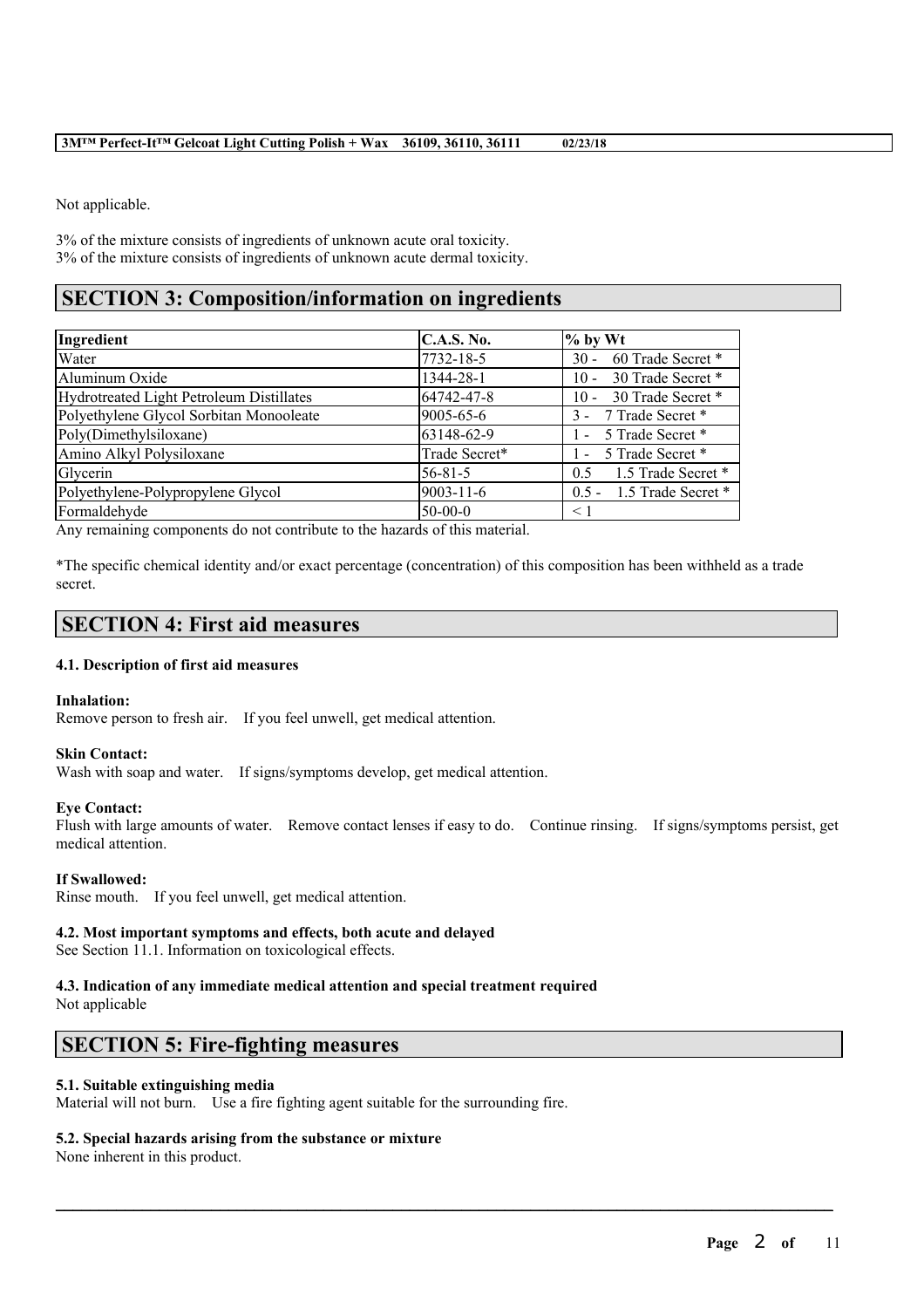Not applicable.

3% of the mixture consists of ingredients of unknown acute oral toxicity.
3% of the mixture consists of ingredients of unknown acute dermal toxicity.

## SECTION 3: Composition/information on ingredients

| Ingredient | C.A.S. No. | % by Wt |
|---|---|---|
| Water | 7732-18-5 | 30 - 60 Trade Secret * |
| Aluminum Oxide | 1344-28-1 | 10 - 30 Trade Secret * |
| Hydrotreated Light Petroleum Distillates | 64742-47-8 | 10 - 30 Trade Secret * |
| Polyethylene Glycol Sorbitan Monooleate | 9005-65-6 | 3 - 7 Trade Secret * |
| Poly(Dimethylsiloxane) | 63148-62-9 | 1 - 5 Trade Secret * |
| Amino Alkyl Polysiloxane | Trade Secret* | 1 - 5 Trade Secret * |
| Glycerin | 56-81-5 | 0.5 1.5 Trade Secret * |
| Polyethylene-Polypropylene Glycol | 9003-11-6 | 0.5 - 1.5 Trade Secret * |
| Formaldehyde | 50-00-0 | < 1 |

Any remaining components do not contribute to the hazards of this material.

*The specific chemical identity and/or exact percentage (concentration) of this composition has been withheld as a trade secret.

## SECTION 4: First aid measures

### 4.1. Description of first aid measures

**Inhalation:**
Remove person to fresh air. If you feel unwell, get medical attention.

**Skin Contact:**
Wash with soap and water. If signs/symptoms develop, get medical attention.

**Eye Contact:**
Flush with large amounts of water. Remove contact lenses if easy to do. Continue rinsing. If signs/symptoms persist, get medical attention.

**If Swallowed:**
Rinse mouth. If you feel unwell, get medical attention.

### 4.2. Most important symptoms and effects, both acute and delayed

See Section 11.1. Information on toxicological effects.

### 4.3. Indication of any immediate medical attention and special treatment required

Not applicable

## SECTION 5: Fire-fighting measures

### 5.1. Suitable extinguishing media

Material will not burn. Use a fire fighting agent suitable for the surrounding fire.

### 5.2. Special hazards arising from the substance or mixture

None inherent in this product.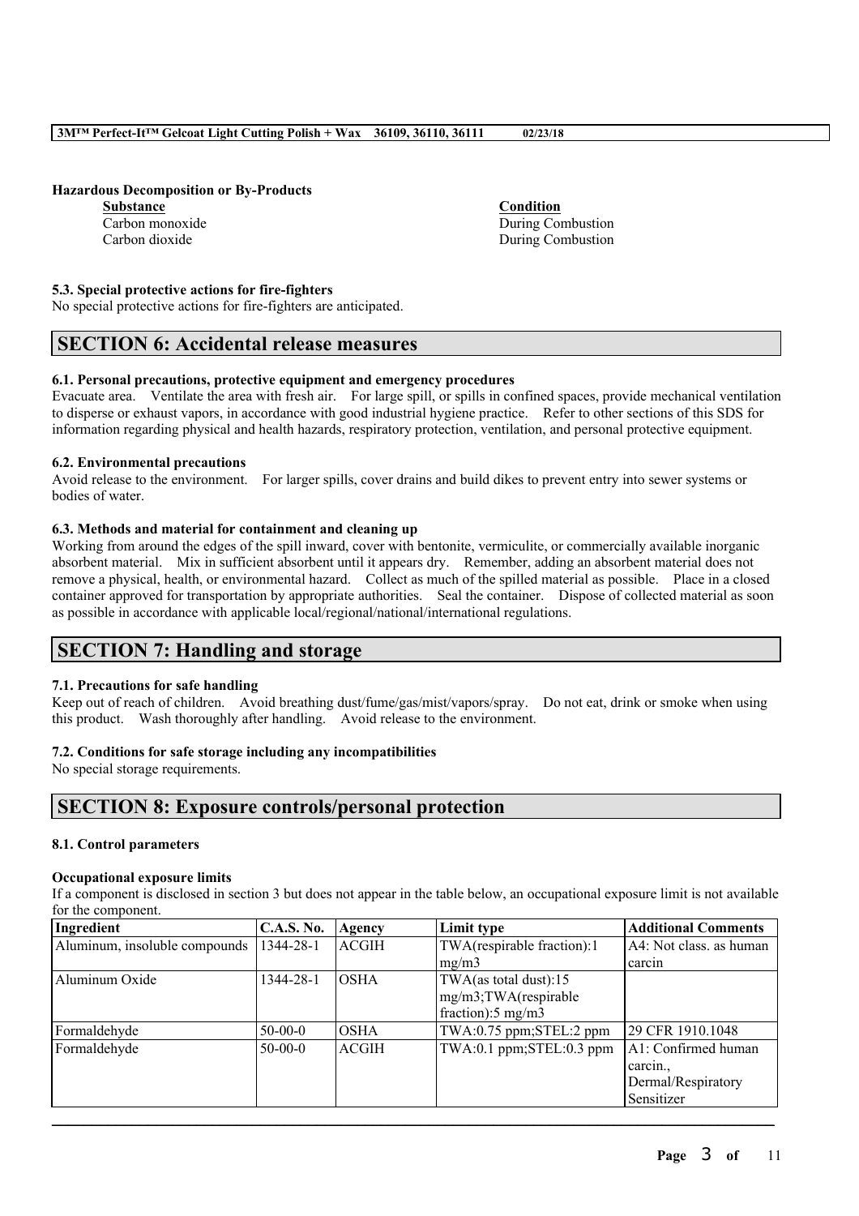**Hazardous Decomposition or By-Products**

| Substance | Condition |
|---|---|
| Carbon monoxide | During Combustion |
| Carbon dioxide | During Combustion |

**5.3. Special protective actions for fire-fighters**

No special protective actions for fire-fighters are anticipated.

## SECTION 6: Accidental release measures

**6.1. Personal precautions, protective equipment and emergency procedures**

Evacuate area. Ventilate the area with fresh air. For large spill, or spills in confined spaces, provide mechanical ventilation to disperse or exhaust vapors, in accordance with good industrial hygiene practice. Refer to other sections of this SDS for information regarding physical and health hazards, respiratory protection, ventilation, and personal protective equipment.

**6.2. Environmental precautions**

Avoid release to the environment. For larger spills, cover drains and build dikes to prevent entry into sewer systems or bodies of water.

**6.3. Methods and material for containment and cleaning up**

Working from around the edges of the spill inward, cover with bentonite, vermiculite, or commercially available inorganic absorbent material. Mix in sufficient absorbent until it appears dry. Remember, adding an absorbent material does not remove a physical, health, or environmental hazard. Collect as much of the spilled material as possible. Place in a closed container approved for transportation by appropriate authorities. Seal the container. Dispose of collected material as soon as possible in accordance with applicable local/regional/national/international regulations.

## SECTION 7: Handling and storage

**7.1. Precautions for safe handling**

Keep out of reach of children. Avoid breathing dust/fume/gas/mist/vapors/spray. Do not eat, drink or smoke when using this product. Wash thoroughly after handling. Avoid release to the environment.

**7.2. Conditions for safe storage including any incompatibilities**

No special storage requirements.

## SECTION 8: Exposure controls/personal protection

**8.1. Control parameters**

**Occupational exposure limits**

If a component is disclosed in section 3 but does not appear in the table below, an occupational exposure limit is not available for the component.

| Ingredient | C.A.S. No. | Agency | Limit type | Additional Comments |
|---|---|---|---|---|
| Aluminum, insoluble compounds | 1344-28-1 | ACGIH | TWA(respirable fraction):1 mg/m3 | A4: Not class. as human carcin |
| Aluminum Oxide | 1344-28-1 | OSHA | TWA(as total dust):15 mg/m3;TWA(respirable fraction):5 mg/m3 | |
| Formaldehyde | 50-00-0 | OSHA | TWA:0.75 ppm;STEL:2 ppm | 29 CFR 1910.1048 |
| Formaldehyde | 50-00-0 | ACGIH | TWA:0.1 ppm;STEL:0.3 ppm | A1: Confirmed human carcin., Dermal/Respiratory Sensitizer |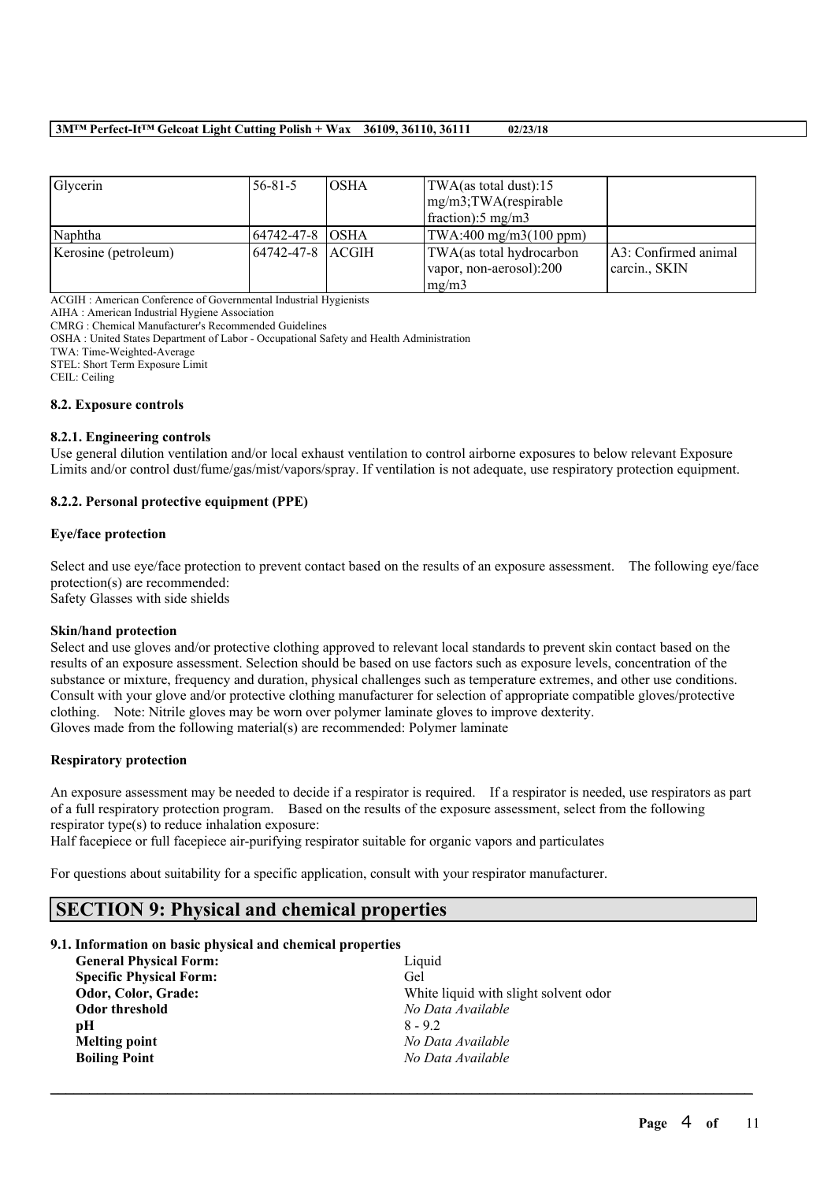| | | | | |
|---|---|---|---|---|
| Glycerin | 56-81-5 | OSHA | TWA(as total dust):15 mg/m3;TWA(respirable fraction):5 mg/m3 | |
| Naphtha | 64742-47-8 | OSHA | TWA:400 mg/m3(100 ppm) | |
| Kerosine (petroleum) | 64742-47-8 | ACGIH | TWA(as total hydrocarbon vapor, non-aerosol):200 mg/m3 | A3: Confirmed animal carcin., SKIN |

ACGIH : American Conference of Governmental Industrial Hygienists
AIHA : American Industrial Hygiene Association
CMRG : Chemical Manufacturer's Recommended Guidelines
OSHA : United States Department of Labor - Occupational Safety and Health Administration
TWA: Time-Weighted-Average
STEL: Short Term Exposure Limit
CEIL: Ceiling

### 8.2. Exposure controls

#### 8.2.1. Engineering controls

Use general dilution ventilation and/or local exhaust ventilation to control airborne exposures to below relevant Exposure Limits and/or control dust/fume/gas/mist/vapors/spray. If ventilation is not adequate, use respiratory protection equipment.

#### 8.2.2. Personal protective equipment (PPE)

**Eye/face protection**

Select and use eye/face protection to prevent contact based on the results of an exposure assessment. The following eye/face protection(s) are recommended:
Safety Glasses with side shields

**Skin/hand protection**

Select and use gloves and/or protective clothing approved to relevant local standards to prevent skin contact based on the results of an exposure assessment. Selection should be based on use factors such as exposure levels, concentration of the substance or mixture, frequency and duration, physical challenges such as temperature extremes, and other use conditions. Consult with your glove and/or protective clothing manufacturer for selection of appropriate compatible gloves/protective clothing. Note: Nitrile gloves may be worn over polymer laminate gloves to improve dexterity.
Gloves made from the following material(s) are recommended: Polymer laminate

**Respiratory protection**

An exposure assessment may be needed to decide if a respirator is required. If a respirator is needed, use respirators as part of a full respiratory protection program. Based on the results of the exposure assessment, select from the following respirator type(s) to reduce inhalation exposure:
Half facepiece or full facepiece air-purifying respirator suitable for organic vapors and particulates

For questions about suitability for a specific application, consult with your respirator manufacturer.

## SECTION 9: Physical and chemical properties

### 9.1. Information on basic physical and chemical properties

| | |
|---|---|
| **General Physical Form:** | Liquid |
| **Specific Physical Form:** | Gel |
| **Odor, Color, Grade:** | White liquid with slight solvent odor |
| **Odor threshold** | *No Data Available* |
| **pH** | 8 - 9.2 |
| **Melting point** | *No Data Available* |
| **Boiling Point** | *No Data Available* |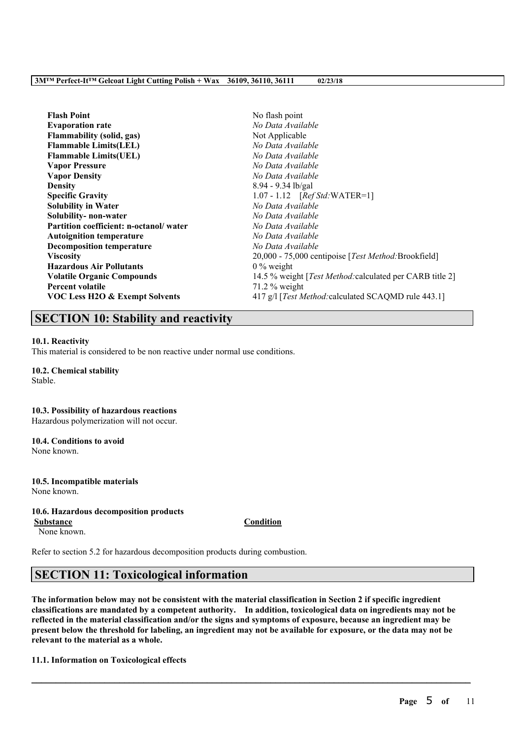| | |
|---|---|
| **Flash Point** | No flash point |
| **Evaporation rate** | *No Data Available* |
| **Flammability (solid, gas)** | Not Applicable |
| **Flammable Limits(LEL)** | *No Data Available* |
| **Flammable Limits(UEL)** | *No Data Available* |
| **Vapor Pressure** | *No Data Available* |
| **Vapor Density** | *No Data Available* |
| **Density** | 8.94 - 9.34 lb/gal |
| **Specific Gravity** | 1.07 - 1.12 [*Ref Std:*WATER=1] |
| **Solubility in Water** | *No Data Available* |
| **Solubility- non-water** | *No Data Available* |
| **Partition coefficient: n-octanol/ water** | *No Data Available* |
| **Autoignition temperature** | *No Data Available* |
| **Decomposition temperature** | *No Data Available* |
| **Viscosity** | 20,000 - 75,000 centipoise [*Test Method:*Brookfield] |
| **Hazardous Air Pollutants** | 0 % weight |
| **Volatile Organic Compounds** | 14.5 % weight [*Test Method:*calculated per CARB title 2] |
| **Percent volatile** | 71.2 % weight |
| **VOC Less H2O & Exempt Solvents** | 417 g/l [*Test Method:*calculated SCAQMD rule 443.1] |

## SECTION 10: Stability and reactivity

**10.1. Reactivity**
This material is considered to be non reactive under normal use conditions.

**10.2. Chemical stability**
Stable.

**10.3. Possibility of hazardous reactions**
Hazardous polymerization will not occur.

**10.4. Conditions to avoid**
None known.

**10.5. Incompatible materials**
None known.

**10.6. Hazardous decomposition products**

| **Substance** | **Condition** |
|---|---|
| None known. | |

Refer to section 5.2 for hazardous decomposition products during combustion.

## SECTION 11: Toxicological information

**The information below may not be consistent with the material classification in Section 2 if specific ingredient classifications are mandated by a competent authority. In addition, toxicological data on ingredients may not be reflected in the material classification and/or the signs and symptoms of exposure, because an ingredient may be present below the threshold for labeling, an ingredient may not be available for exposure, or the data may not be relevant to the material as a whole.**

**11.1. Information on Toxicological effects**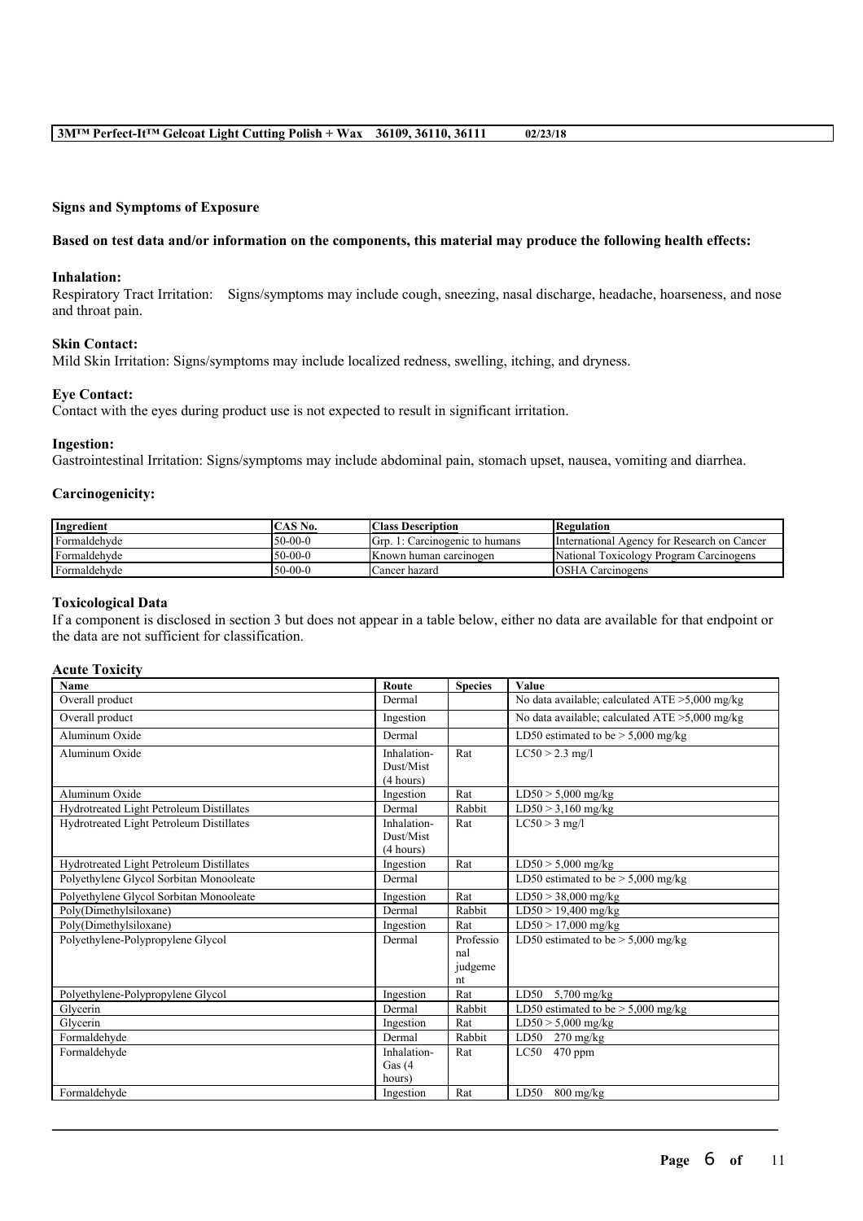### Signs and Symptoms of Exposure

**Based on test data and/or information on the components, this material may produce the following health effects:**

**Inhalation:**

Respiratory Tract Irritation: Signs/symptoms may include cough, sneezing, nasal discharge, headache, hoarseness, and nose and throat pain.

**Skin Contact:**

Mild Skin Irritation: Signs/symptoms may include localized redness, swelling, itching, and dryness.

**Eye Contact:**

Contact with the eyes during product use is not expected to result in significant irritation.

**Ingestion:**

Gastrointestinal Irritation: Signs/symptoms may include abdominal pain, stomach upset, nausea, vomiting and diarrhea.

**Carcinogenicity:**

| Ingredient | CAS No. | Class Description | Regulation |
|---|---|---|---|
| Formaldehyde | 50-00-0 | Grp. 1: Carcinogenic to humans | International Agency for Research on Cancer |
| Formaldehyde | 50-00-0 | Known human carcinogen | National Toxicology Program Carcinogens |
| Formaldehyde | 50-00-0 | Cancer hazard | OSHA Carcinogens |

### Toxicological Data

If a component is disclosed in section 3 but does not appear in a table below, either no data are available for that endpoint or the data are not sufficient for classification.

**Acute Toxicity**

| Name | Route | Species | Value |
|---|---|---|---|
| Overall product | Dermal | | No data available; calculated ATE >5,000 mg/kg |
| Overall product | Ingestion | | No data available; calculated ATE >5,000 mg/kg |
| Aluminum Oxide | Dermal | | LD50 estimated to be > 5,000 mg/kg |
| Aluminum Oxide | Inhalation-Dust/Mist (4 hours) | Rat | LC50 > 2.3 mg/l |
| Aluminum Oxide | Ingestion | Rat | LD50 > 5,000 mg/kg |
| Hydrotreated Light Petroleum Distillates | Dermal | Rabbit | LD50 > 3,160 mg/kg |
| Hydrotreated Light Petroleum Distillates | Inhalation-Dust/Mist (4 hours) | Rat | LC50 > 3 mg/l |
| Hydrotreated Light Petroleum Distillates | Ingestion | Rat | LD50 > 5,000 mg/kg |
| Polyethylene Glycol Sorbitan Monooleate | Dermal | | LD50 estimated to be > 5,000 mg/kg |
| Polyethylene Glycol Sorbitan Monooleate | Ingestion | Rat | LD50 > 38,000 mg/kg |
| Poly(Dimethylsiloxane) | Dermal | Rabbit | LD50 > 19,400 mg/kg |
| Poly(Dimethylsiloxane) | Ingestion | Rat | LD50 > 17,000 mg/kg |
| Polyethylene-Polypropylene Glycol | Dermal | Professional judgement | LD50 estimated to be > 5,000 mg/kg |
| Polyethylene-Polypropylene Glycol | Ingestion | Rat | LD50 5,700 mg/kg |
| Glycerin | Dermal | Rabbit | LD50 estimated to be > 5,000 mg/kg |
| Glycerin | Ingestion | Rat | LD50 > 5,000 mg/kg |
| Formaldehyde | Dermal | Rabbit | LD50 270 mg/kg |
| Formaldehyde | Inhalation-Gas (4 hours) | Rat | LC50 470 ppm |
| Formaldehyde | Ingestion | Rat | LD50 800 mg/kg |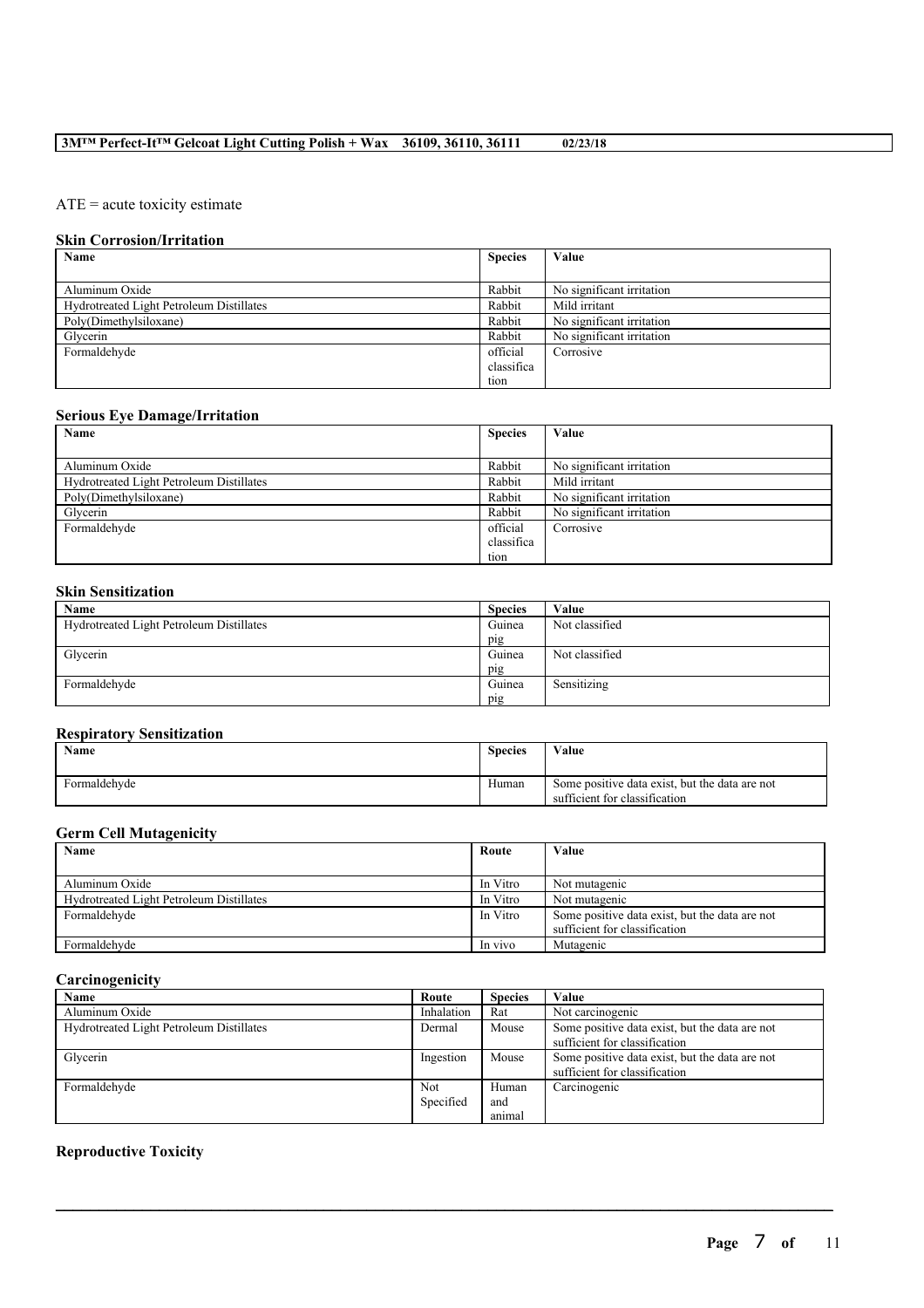ATE = acute toxicity estimate

### Skin Corrosion/Irritation

| Name | Species | Value |
| --- | --- | --- |
| Aluminum Oxide | Rabbit | No significant irritation |
| Hydrotreated Light Petroleum Distillates | Rabbit | Mild irritant |
| Poly(Dimethylsiloxane) | Rabbit | No significant irritation |
| Glycerin | Rabbit | No significant irritation |
| Formaldehyde | official classification | Corrosive |

### Serious Eye Damage/Irritation

| Name | Species | Value |
| --- | --- | --- |
| Aluminum Oxide | Rabbit | No significant irritation |
| Hydrotreated Light Petroleum Distillates | Rabbit | Mild irritant |
| Poly(Dimethylsiloxane) | Rabbit | No significant irritation |
| Glycerin | Rabbit | No significant irritation |
| Formaldehyde | official classification | Corrosive |

### Skin Sensitization

| Name | Species | Value |
| --- | --- | --- |
| Hydrotreated Light Petroleum Distillates | Guinea pig | Not classified |
| Glycerin | Guinea pig | Not classified |
| Formaldehyde | Guinea pig | Sensitizing |

### Respiratory Sensitization

| Name | Species | Value |
| --- | --- | --- |
| Formaldehyde | Human | Some positive data exist, but the data are not sufficient for classification |

### Germ Cell Mutagenicity

| Name | Route | Value |
| --- | --- | --- |
| Aluminum Oxide | In Vitro | Not mutagenic |
| Hydrotreated Light Petroleum Distillates | In Vitro | Not mutagenic |
| Formaldehyde | In Vitro | Some positive data exist, but the data are not sufficient for classification |
| Formaldehyde | In vivo | Mutagenic |

### Carcinogenicity

| Name | Route | Species | Value |
| --- | --- | --- | --- |
| Aluminum Oxide | Inhalation | Rat | Not carcinogenic |
| Hydrotreated Light Petroleum Distillates | Dermal | Mouse | Some positive data exist, but the data are not sufficient for classification |
| Glycerin | Ingestion | Mouse | Some positive data exist, but the data are not sufficient for classification |
| Formaldehyde | Not Specified | Human and animal | Carcinogenic |

### Reproductive Toxicity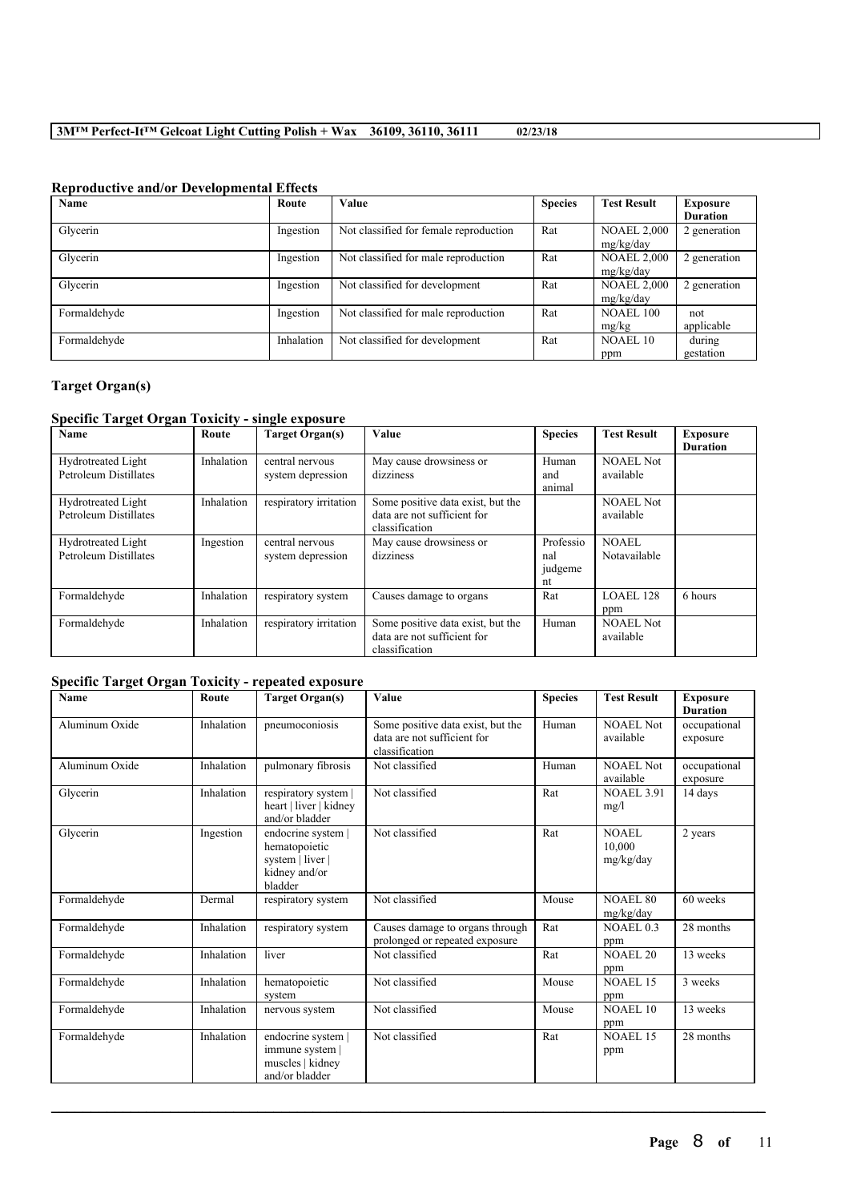## Reproductive and/or Developmental Effects

| Name | Route | Value | Species | Test Result | Exposure Duration |
|---|---|---|---|---|---|
| Glycerin | Ingestion | Not classified for female reproduction | Rat | NOAEL 2,000 mg/kg/day | 2 generation |
| Glycerin | Ingestion | Not classified for male reproduction | Rat | NOAEL 2,000 mg/kg/day | 2 generation |
| Glycerin | Ingestion | Not classified for development | Rat | NOAEL 2,000 mg/kg/day | 2 generation |
| Formaldehyde | Ingestion | Not classified for male reproduction | Rat | NOAEL 100 mg/kg | not applicable |
| Formaldehyde | Inhalation | Not classified for development | Rat | NOAEL 10 ppm | during gestation |

## Target Organ(s)

### Specific Target Organ Toxicity - single exposure

| Name | Route | Target Organ(s) | Value | Species | Test Result | Exposure Duration |
|---|---|---|---|---|---|---|
| Hydrotreated Light Petroleum Distillates | Inhalation | central nervous system depression | May cause drowsiness or dizziness | Human and animal | NOAEL Not available | |
| Hydrotreated Light Petroleum Distillates | Inhalation | respiratory irritation | Some positive data exist, but the data are not sufficient for classification | | NOAEL Not available | |
| Hydrotreated Light Petroleum Distillates | Ingestion | central nervous system depression | May cause drowsiness or dizziness | Professional judgement | NOAEL Notavailable | |
| Formaldehyde | Inhalation | respiratory system | Causes damage to organs | Rat | LOAEL 128 ppm | 6 hours |
| Formaldehyde | Inhalation | respiratory irritation | Some positive data exist, but the data are not sufficient for classification | Human | NOAEL Not available | |

### Specific Target Organ Toxicity - repeated exposure

| Name | Route | Target Organ(s) | Value | Species | Test Result | Exposure Duration |
|---|---|---|---|---|---|---|
| Aluminum Oxide | Inhalation | pneumoconiosis | Some positive data exist, but the data are not sufficient for classification | Human | NOAEL Not available | occupational exposure |
| Aluminum Oxide | Inhalation | pulmonary fibrosis | Not classified | Human | NOAEL Not available | occupational exposure |
| Glycerin | Inhalation | respiratory system \| heart \| liver \| kidney and/or bladder | Not classified | Rat | NOAEL 3.91 mg/l | 14 days |
| Glycerin | Ingestion | endocrine system \| hematopoietic system \| liver \| kidney and/or bladder | Not classified | Rat | NOAEL 10,000 mg/kg/day | 2 years |
| Formaldehyde | Dermal | respiratory system | Not classified | Mouse | NOAEL 80 mg/kg/day | 60 weeks |
| Formaldehyde | Inhalation | respiratory system | Causes damage to organs through prolonged or repeated exposure | Rat | NOAEL 0.3 ppm | 28 months |
| Formaldehyde | Inhalation | liver | Not classified | Rat | NOAEL 20 ppm | 13 weeks |
| Formaldehyde | Inhalation | hematopoietic system | Not classified | Mouse | NOAEL 15 ppm | 3 weeks |
| Formaldehyde | Inhalation | nervous system | Not classified | Mouse | NOAEL 10 ppm | 13 weeks |
| Formaldehyde | Inhalation | endocrine system \| immune system \| muscles \| kidney and/or bladder | Not classified | Rat | NOAEL 15 ppm | 28 months |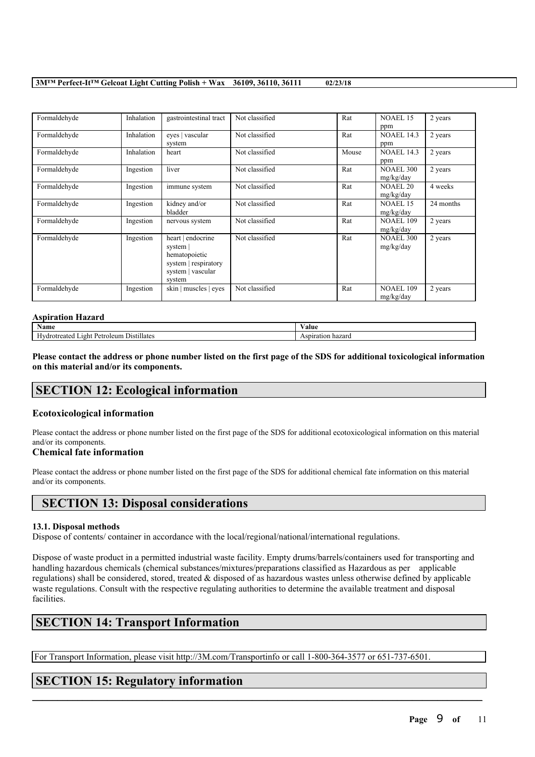| | | | | | | |
|---|---|---|---|---|---|---|
| Formaldehyde | Inhalation | gastrointestinal tract | Not classified | Rat | NOAEL 15 ppm | 2 years |
| Formaldehyde | Inhalation | eyes \| vascular system | Not classified | Rat | NOAEL 14.3 ppm | 2 years |
| Formaldehyde | Inhalation | heart | Not classified | Mouse | NOAEL 14.3 ppm | 2 years |
| Formaldehyde | Ingestion | liver | Not classified | Rat | NOAEL 300 mg/kg/day | 2 years |
| Formaldehyde | Ingestion | immune system | Not classified | Rat | NOAEL 20 mg/kg/day | 4 weeks |
| Formaldehyde | Ingestion | kidney and/or bladder | Not classified | Rat | NOAEL 15 mg/kg/day | 24 months |
| Formaldehyde | Ingestion | nervous system | Not classified | Rat | NOAEL 109 mg/kg/day | 2 years |
| Formaldehyde | Ingestion | heart \| endocrine system \| hematopoietic system \| respiratory system \| vascular system | Not classified | Rat | NOAEL 300 mg/kg/day | 2 years |
| Formaldehyde | Ingestion | skin \| muscles \| eyes | Not classified | Rat | NOAEL 109 mg/kg/day | 2 years |

**Aspiration Hazard**

| Name | Value |
|---|---|
| Hydrotreated Light Petroleum Distillates | Aspiration hazard |

**Please contact the address or phone number listed on the first page of the SDS for additional toxicological information on this material and/or its components.**

## SECTION 12: Ecological information

### Ecotoxicological information

Please contact the address or phone number listed on the first page of the SDS for additional ecotoxicological information on this material and/or its components.

### Chemical fate information

Please contact the address or phone number listed on the first page of the SDS for additional chemical fate information on this material and/or its components.

## SECTION 13: Disposal considerations

**13.1. Disposal methods**

Dispose of contents/ container in accordance with the local/regional/national/international regulations.

Dispose of waste product in a permitted industrial waste facility. Empty drums/barrels/containers used for transporting and handling hazardous chemicals (chemical substances/mixtures/preparations classified as Hazardous as per applicable regulations) shall be considered, stored, treated & disposed of as hazardous wastes unless otherwise defined by applicable waste regulations. Consult with the respective regulating authorities to determine the available treatment and disposal facilities.

## SECTION 14: Transport Information

For Transport Information, please visit http://3M.com/Transportinfo or call 1-800-364-3577 or 651-737-6501.

## SECTION 15: Regulatory information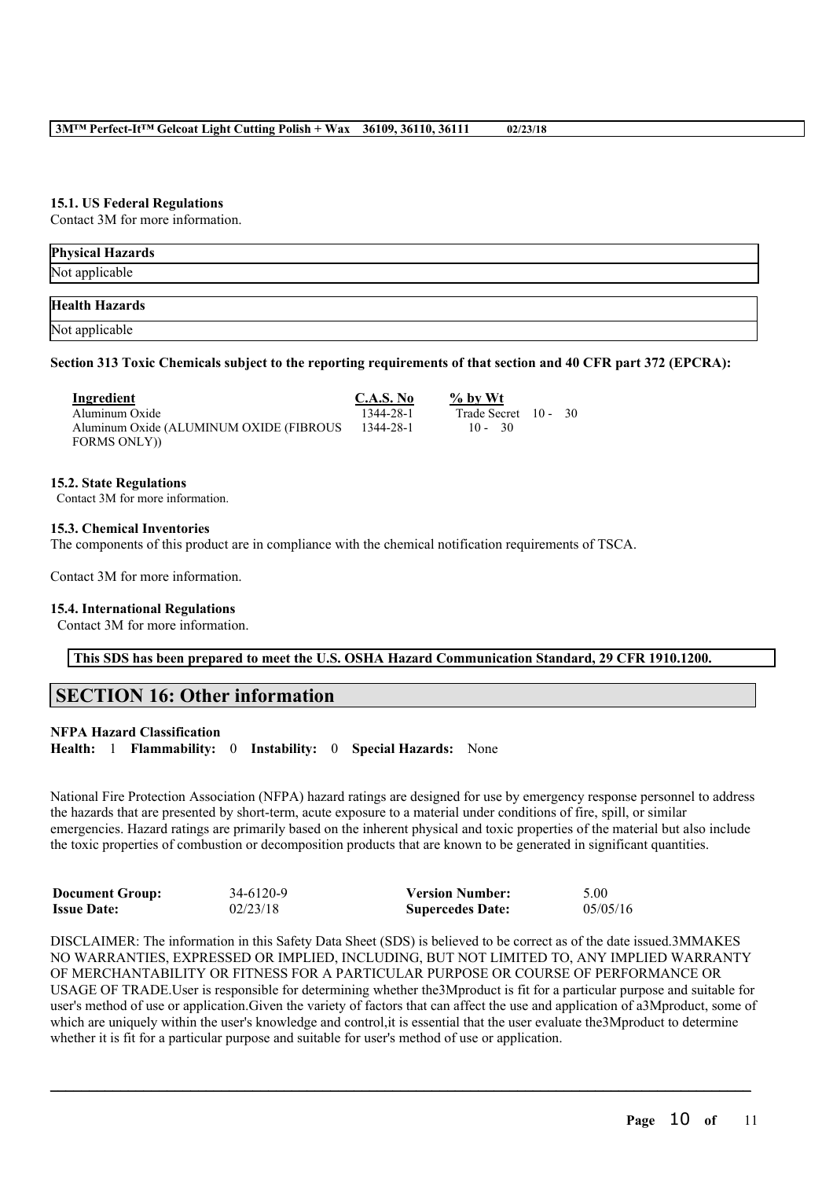### 15.1. US Federal Regulations

Contact 3M for more information.

| Physical Hazards |
| --- |
| Not applicable |

| Health Hazards |
| --- |
| Not applicable |

**Section 313 Toxic Chemicals subject to the reporting requirements of that section and 40 CFR part 372 (EPCRA):**

| Ingredient | C.A.S. No | % by Wt |
| --- | --- | --- |
| Aluminum Oxide | 1344-28-1 | Trade Secret 10 - 30 |
| Aluminum Oxide (ALUMINUM OXIDE (FIBROUS FORMS ONLY)) | 1344-28-1 | 10 - 30 |

### 15.2. State Regulations

Contact 3M for more information.

### 15.3. Chemical Inventories

The components of this product are in compliance with the chemical notification requirements of TSCA.

Contact 3M for more information.

### 15.4. International Regulations

Contact 3M for more information.

**This SDS has been prepared to meet the U.S. OSHA Hazard Communication Standard, 29 CFR 1910.1200.**

## SECTION 16: Other information

**NFPA Hazard Classification**

**Health:** 1 **Flammability:** 0 **Instability:** 0 **Special Hazards:** None

National Fire Protection Association (NFPA) hazard ratings are designed for use by emergency response personnel to address the hazards that are presented by short-term, acute exposure to a material under conditions of fire, spill, or similar emergencies. Hazard ratings are primarily based on the inherent physical and toxic properties of the material but also include the toxic properties of combustion or decomposition products that are known to be generated in significant quantities.

| | | | |
| --- | --- | --- | --- |
| **Document Group:** | 34-6120-9 | **Version Number:** | 5.00 |
| **Issue Date:** | 02/23/18 | **Supercedes Date:** | 05/05/16 |

DISCLAIMER: The information in this Safety Data Sheet (SDS) is believed to be correct as of the date issued.3MMAKES NO WARRANTIES, EXPRESSED OR IMPLIED, INCLUDING, BUT NOT LIMITED TO, ANY IMPLIED WARRANTY OF MERCHANTABILITY OR FITNESS FOR A PARTICULAR PURPOSE OR COURSE OF PERFORMANCE OR USAGE OF TRADE.User is responsible for determining whether the3Mproduct is fit for a particular purpose and suitable for user's method of use or application.Given the variety of factors that can affect the use and application of a3Mproduct, some of which are uniquely within the user's knowledge and control,it is essential that the user evaluate the3Mproduct to determine whether it is fit for a particular purpose and suitable for user's method of use or application.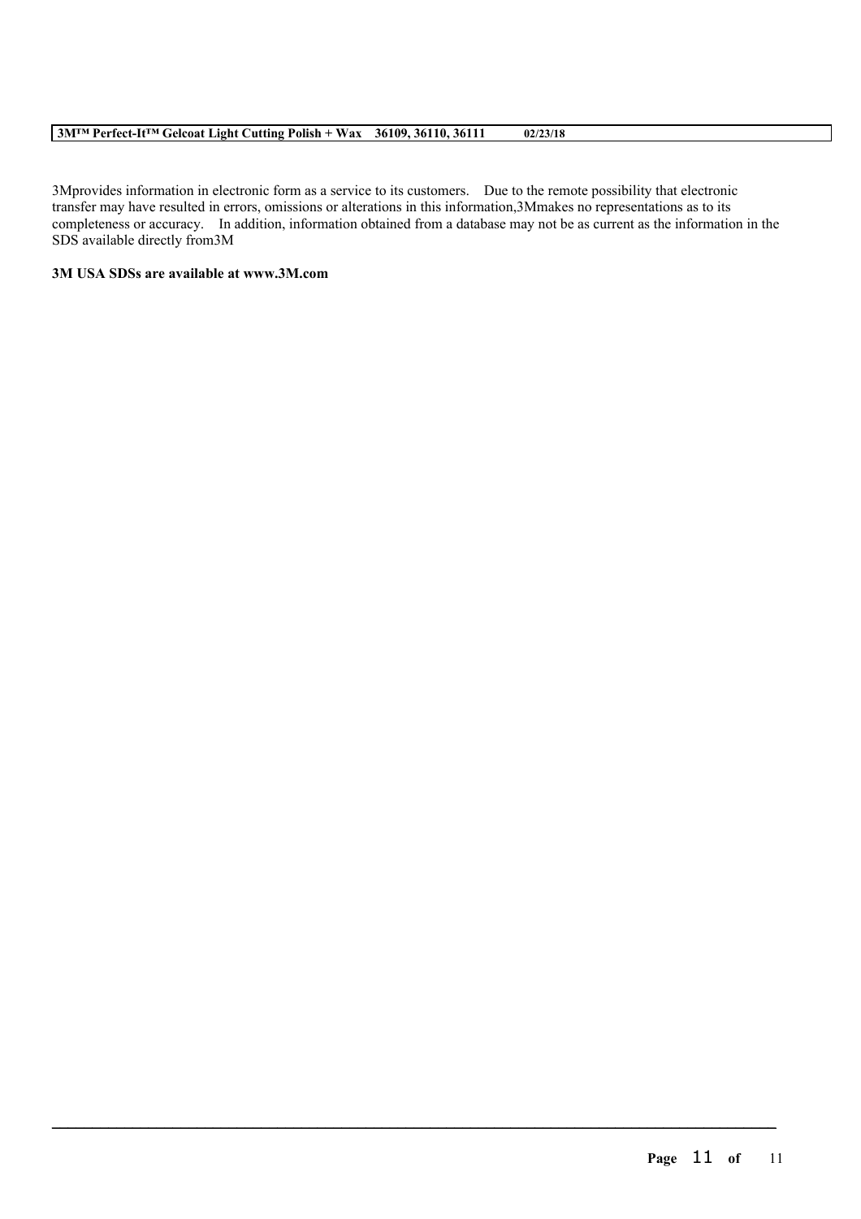3Mprovides information in electronic form as a service to its customers. Due to the remote possibility that electronic transfer may have resulted in errors, omissions or alterations in this information,3Mmakes no representations as to its completeness or accuracy. In addition, information obtained from a database may not be as current as the information in the SDS available directly from3M

**3M USA SDSs are available at www.3M.com**